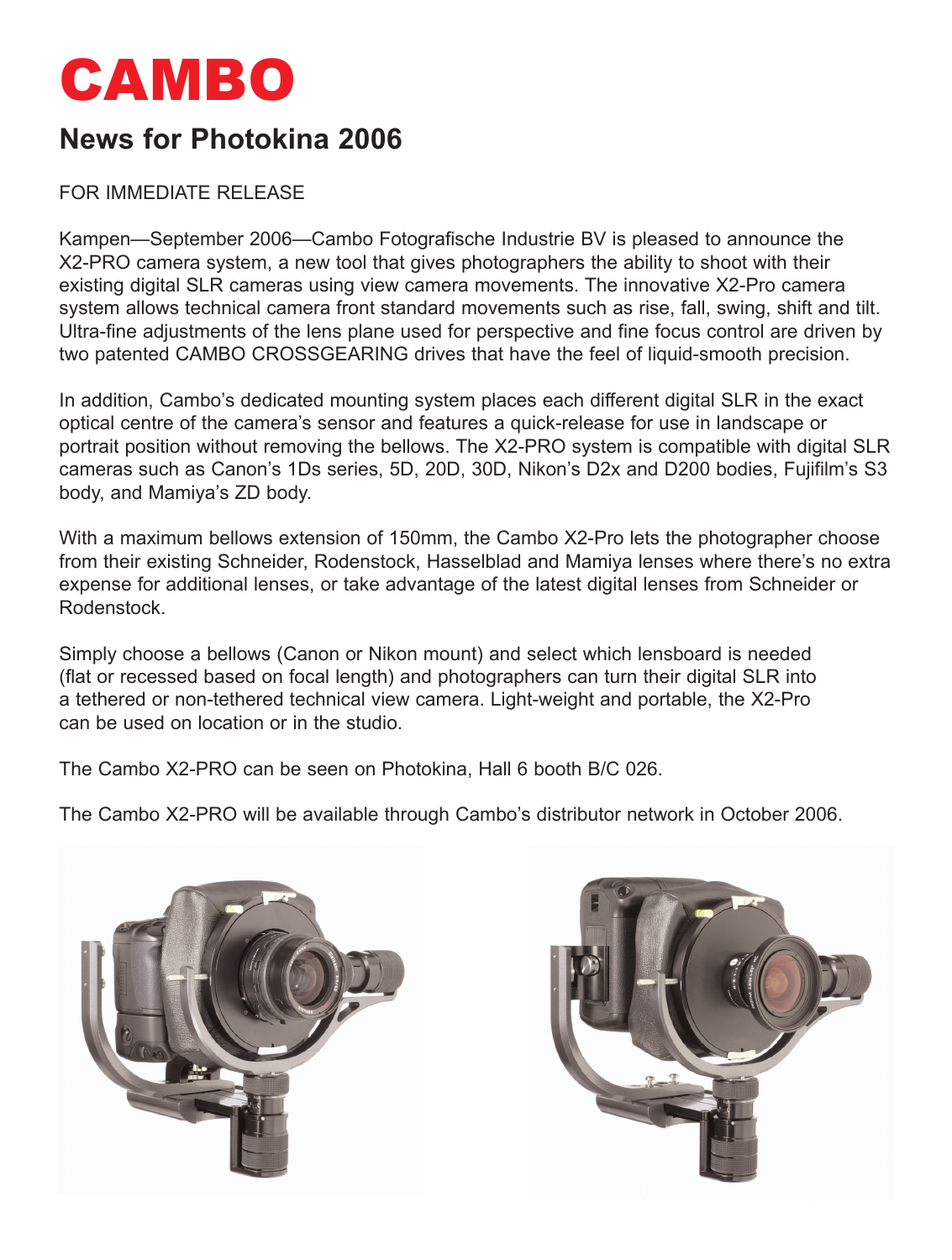# CAMBO

## News for Photokina 2006

FOR IMMEDIATE RELEASE

Kampen—September 2006—Cambo Fotografische Industrie BV is pleased to announce the X2-PRO camera system, a new tool that gives photographers the ability to shoot with their existing digital SLR cameras using view camera movements. The innovative X2-Pro camera system allows technical camera front standard movements such as rise, fall, swing, shift and tilt. Ultra-fine adjustments of the lens plane used for perspective and fine focus control are driven by two patented CAMBO CROSSGEARING drives that have the feel of liquid-smooth precision.

In addition, Cambo's dedicated mounting system places each different digital SLR in the exact optical centre of the camera's sensor and features a quick-release for use in landscape or portrait position without removing the bellows. The X2-PRO system is compatible with digital SLR cameras such as Canon's 1Ds series, 5D, 20D, 30D, Nikon's D2x and D200 bodies, Fujifilm's S3 body, and Mamiya's ZD body.

With a maximum bellows extension of 150mm, the Cambo X2-Pro lets the photographer choose from their existing Schneider, Rodenstock, Hasselblad and Mamiya lenses where there's no extra expense for additional lenses, or take advantage of the latest digital lenses from Schneider or Rodenstock.

Simply choose a bellows (Canon or Nikon mount) and select which lensboard is needed (flat or recessed based on focal length) and photographers can turn their digital SLR into a tethered or non-tethered technical view camera. Light-weight and portable, the X2-Pro can be used on location or in the studio.

The Cambo X2-PRO can be seen on Photokina, Hall 6 booth B/C 026.

The Cambo X2-PRO will be available through Cambo's distributor network in October 2006.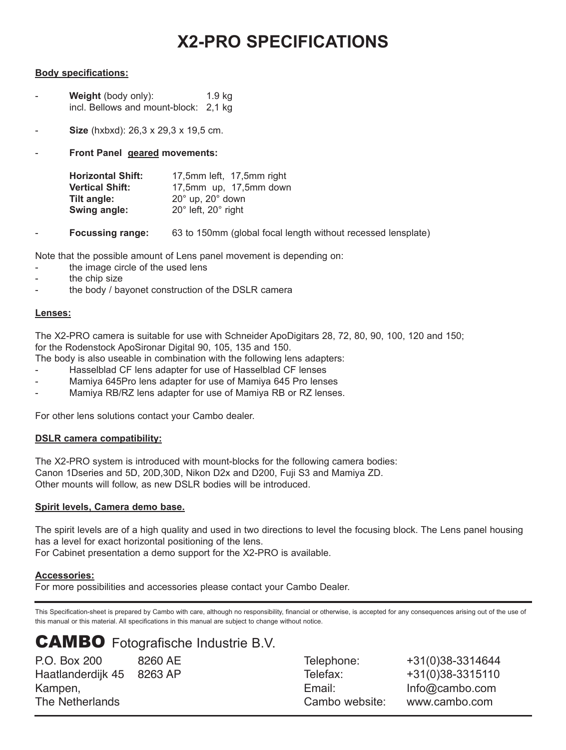// X2-PRO SPECIFICATIONS

**Body specifications:**

- **Weight** (body only): 1.9 kg
  incl. Bellows and mount-block: 2,1 kg

- **Size** (hxbxd): 26,3 x 29,3 x 19,5 cm.

- **Front Panel geared movements:**

| | |
|---|---|
| **Horizontal Shift:** | 17,5mm left, 17,5mm right |
| **Vertical Shift:** | 17,5mm up, 17,5mm down |
| **Tilt angle:** | 20° up, 20° down |
| **Swing angle:** | 20° left, 20° right |

- **Focussing range:** 63 to 150mm (global focal length without recessed lensplate)

Note that the possible amount of Lens panel movement is depending on:

- the image circle of the used lens
- the chip size
- the body / bayonet construction of the DSLR camera

**Lenses:**

The X2-PRO camera is suitable for use with Schneider ApoDigitars 28, 72, 80, 90, 100, 120 and 150; for the Rodenstock ApoSironar Digital 90, 105, 135 and 150.
The body is also useable in combination with the following lens adapters:

- Hasselblad CF lens adapter for use of Hasselblad CF lenses
- Mamiya 645Pro lens adapter for use of Mamiya 645 Pro lenses
- Mamiya RB/RZ lens adapter for use of Mamiya RB or RZ lenses.

For other lens solutions contact your Cambo dealer.

**DSLR camera compatibility:**

The X2-PRO system is introduced with mount-blocks for the following camera bodies:
Canon 1Dseries and 5D, 20D,30D, Nikon D2x and D200, Fuji S3 and Mamiya ZD.
Other mounts will follow, as new DSLR bodies will be introduced.

**Spirit levels, Camera demo base.**

The spirit levels are of a high quality and used in two directions to level the focusing block. The Lens panel housing has a level for exact horizontal positioning of the lens.
For Cabinet presentation a demo support for the X2-PRO is available.

**Accessories:**
For more possibilities and accessories please contact your Cambo Dealer.

---

This Specification-sheet is prepared by Cambo with care, although no responsibility, financial or otherwise, is accepted for any consequences arising out of the use of this manual or this material. All specifications in this manual are subject to change without notice.

**CAMBO** Fotografische Industrie B.V.

P.O. Box 200 8260 AE
Haatlanderdijk 45 8263 AP
Kampen,
The Netherlands

Telephone: +31(0)38-3314644
Telefax: +31(0)38-3315110
Email: Info@cambo.com
Cambo website: www.cambo.com